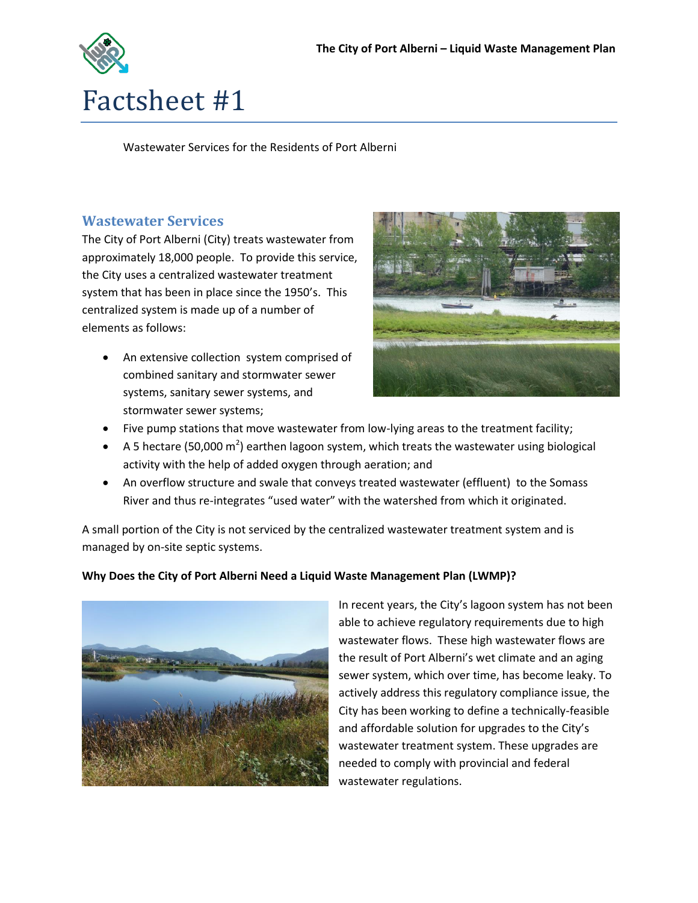# Factsheet #1

Wastewater Services for the Residents of Port Alberni

## Wastewater Services

The City of Port Alberni (City) treats wastewater from approximately 18,000 people. To provide this service, the City uses a centralized wastewater treatment system that has been in place since the 1950's. This centralized system is made up of a number of elements as follows:

- An extensive collection system comprised of combined sanitary and stormwater sewer systems, sanitary sewer systems, and stormwater sewer systems;
- Five pump stations that move wastewater from low-lying areas to the treatment facility;
- A 5 hectare (50,000 m$^2$) earthen lagoon system, which treats the wastewater using biological activity with the help of added oxygen through aeration; and
- An overflow structure and swale that conveys treated wastewater (effluent) to the Somass River and thus re-integrates "used water" with the watershed from which it originated.

A small portion of the City is not serviced by the centralized wastewater treatment system and is managed by on-site septic systems.

**Why Does the City of Port Alberni Need a Liquid Waste Management Plan (LWMP)?**

In recent years, the City's lagoon system has not been able to achieve regulatory requirements due to high wastewater flows. These high wastewater flows are the result of Port Alberni's wet climate and an aging sewer system, which over time, has become leaky. To actively address this regulatory compliance issue, the City has been working to define a technically-feasible and affordable solution for upgrades to the City's wastewater treatment system. These upgrades are needed to comply with provincial and federal wastewater regulations.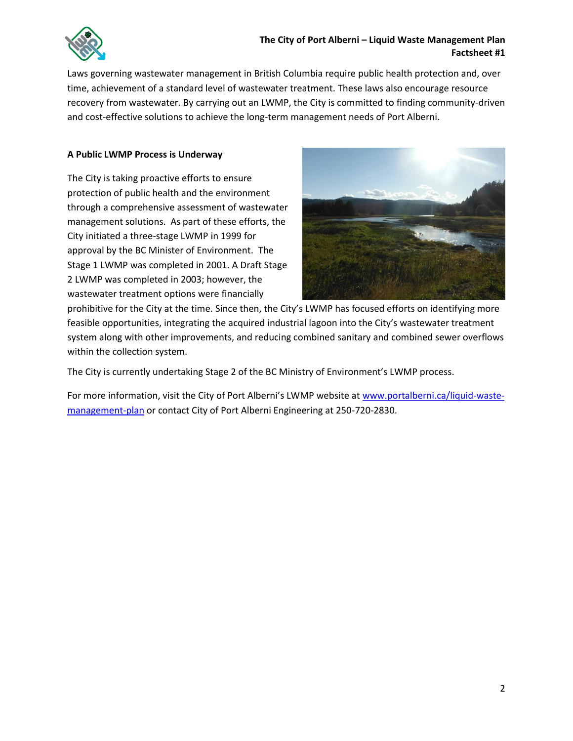Laws governing wastewater management in British Columbia require public health protection and, over time, achievement of a standard level of wastewater treatment. These laws also encourage resource recovery from wastewater. By carrying out an LWMP, the City is committed to finding community-driven and cost-effective solutions to achieve the long-term management needs of Port Alberni.

**A Public LWMP Process is Underway**

The City is taking proactive efforts to ensure protection of public health and the environment through a comprehensive assessment of wastewater management solutions. As part of these efforts, the City initiated a three-stage LWMP in 1999 for approval by the BC Minister of Environment. The Stage 1 LWMP was completed in 2001. A Draft Stage 2 LWMP was completed in 2003; however, the wastewater treatment options were financially prohibitive for the City at the time. Since then, the City's LWMP has focused efforts on identifying more feasible opportunities, integrating the acquired industrial lagoon into the City's wastewater treatment system along with other improvements, and reducing combined sanitary and combined sewer overflows within the collection system.

The City is currently undertaking Stage 2 of the BC Ministry of Environment's LWMP process.

For more information, visit the City of Port Alberni's LWMP website at [www.portalberni.ca/liquid-waste-management-plan](http://www.portalberni.ca/liquid-waste-management-plan) or contact City of Port Alberni Engineering at 250-720-2830.